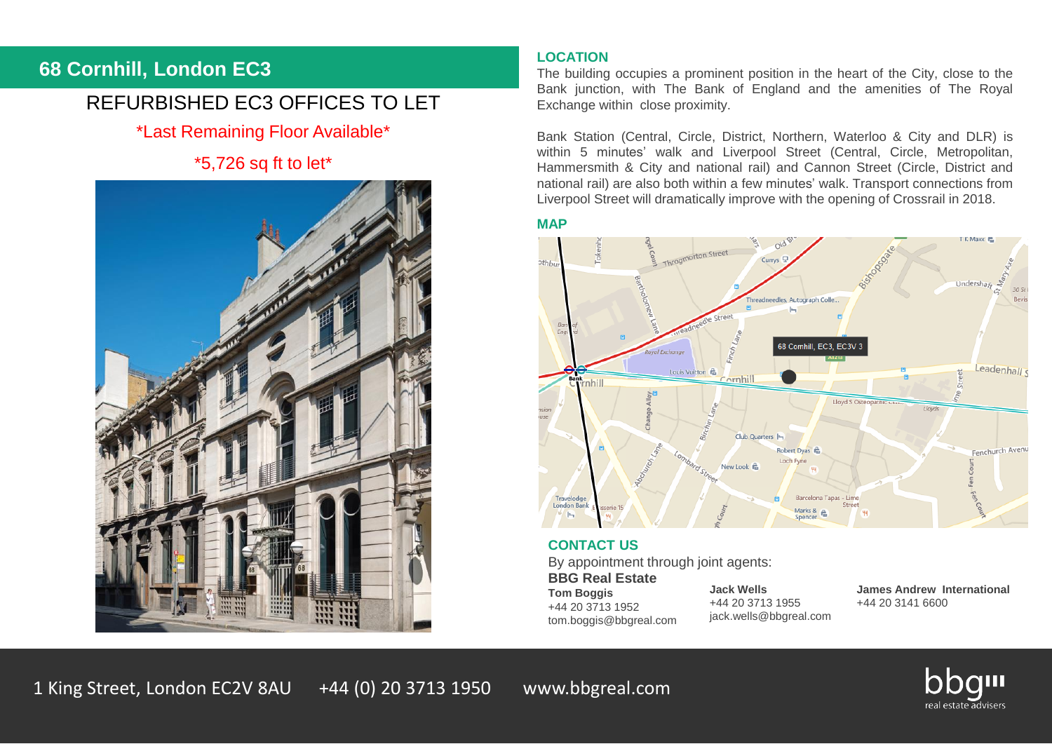# 68 Cornhill, London EC3

## REFURBISHED EC3 OFFICES TO LET

*Last Remaining Floor Available*

*5,726 sq ft to let*

## LOCATION

The building occupies a prominent position in the heart of the City, close to the Bank junction, with The Bank of England and the amenities of The Royal Exchange within close proximity.

Bank Station (Central, Circle, District, Northern, Waterloo & City and DLR) is within 5 minutes' walk and Liverpool Street (Central, Circle, Metropolitan, Hammersmith & City and national rail) and Cannon Street (Circle, District and national rail) are also both within a few minutes' walk. Transport connections from Liverpool Street will dramatically improve with the opening of Crossrail in 2018.

## MAP

## CONTACT US

By appointment through joint agents:

**BBG Real Estate**

**Tom Boggis**
+44 20 3713 1952
tom.boggis@bbgreal.com

**Jack Wells**
+44 20 3713 1955
jack.wells@bbgreal.com

**James Andrew International**
+44 20 3141 6600

1 King Street, London EC2V 8AU +44 (0) 20 3713 1950 www.bbgreal.com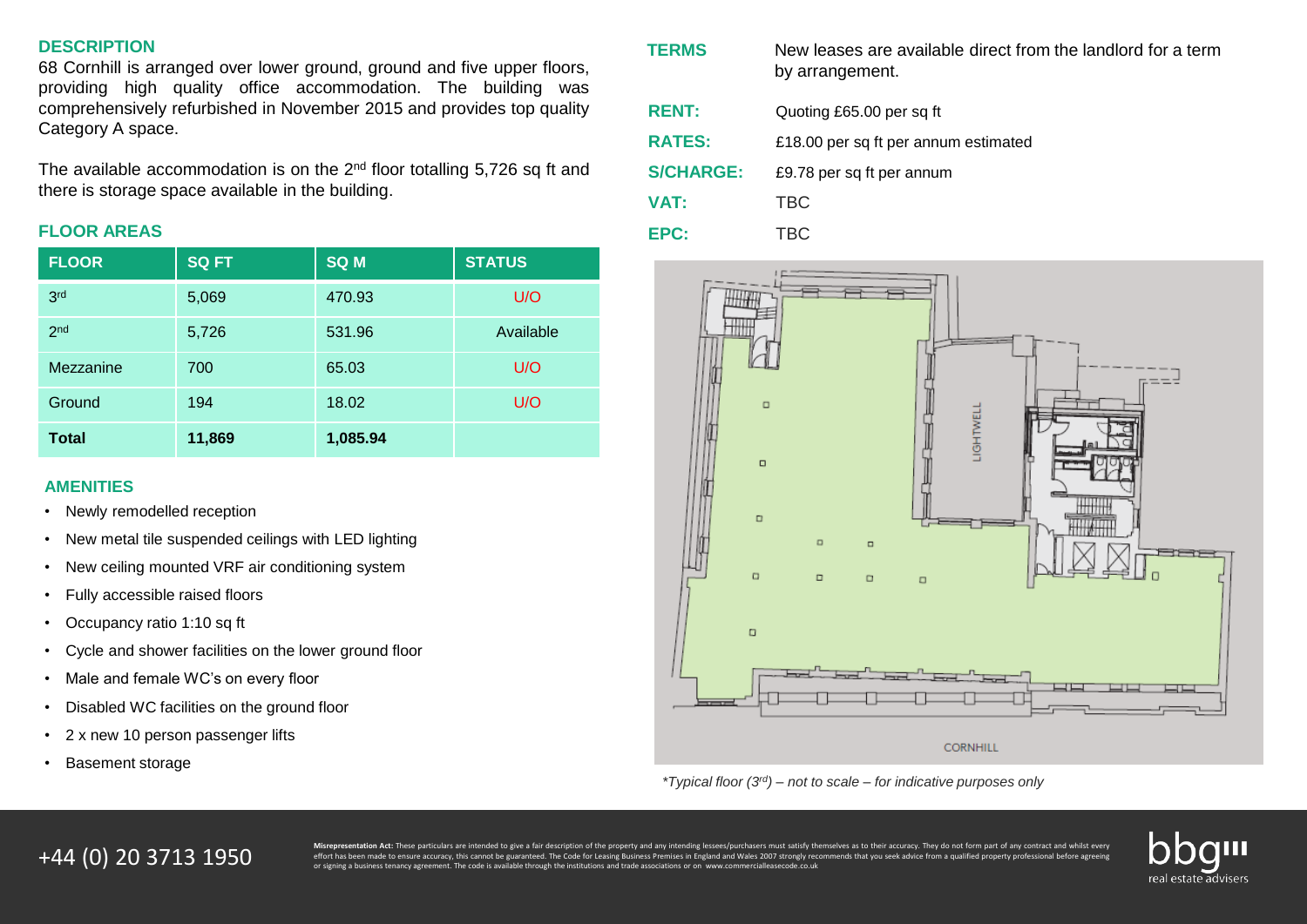## DESCRIPTION

68 Cornhill is arranged over lower ground, ground and five upper floors, providing high quality office accommodation. The building was comprehensively refurbished in November 2015 and provides top quality Category A space.

The available accommodation is on the 2nd floor totalling 5,726 sq ft and there is storage space available in the building.

## FLOOR AREAS

| FLOOR | SQ FT | SQ M | STATUS |
|---|---|---|---|
| 3rd | 5,069 | 470.93 | U/O |
| 2nd | 5,726 | 531.96 | Available |
| Mezzanine | 700 | 65.03 | U/O |
| Ground | 194 | 18.02 | U/O |
| **Total** | **11,869** | **1,085.94** | |

## AMENITIES

- Newly remodelled reception
- New metal tile suspended ceilings with LED lighting
- New ceiling mounted VRF air conditioning system
- Fully accessible raised floors
- Occupancy ratio 1:10 sq ft
- Cycle and shower facilities on the lower ground floor
- Male and female WC's on every floor
- Disabled WC facilities on the ground floor
- 2 x new 10 person passenger lifts
- Basement storage

**TERMS** New leases are available direct from the landlord for a term by arrangement.

**RENT:** Quoting £65.00 per sq ft

**RATES:** £18.00 per sq ft per annum estimated

**S/CHARGE:** £9.78 per sq ft per annum

**VAT:** TBC

**EPC:** TBC

LIGHTWELL

CORNHILL

*\*Typical floor (3rd) – not to scale – for indicative purposes only*

+44 (0) 20 3713 1950

**Misrepresentation Act:** These particulars are intended to give a fair description of the property and any intending lessees/purchasers must satisfy themselves as to their accuracy. They do not form part of any contract and whilst every effort has been made to ensure accuracy, this cannot be guaranteed. The Code for Leasing Business Premises in England and Wales 2007 strongly recommends that you seek advice from a qualified property professional before agreeing or signing a business tenancy agreement. The code is available through the institutions and trade associations or on www.commercialleasecode.co.uk

bbg real estate advisers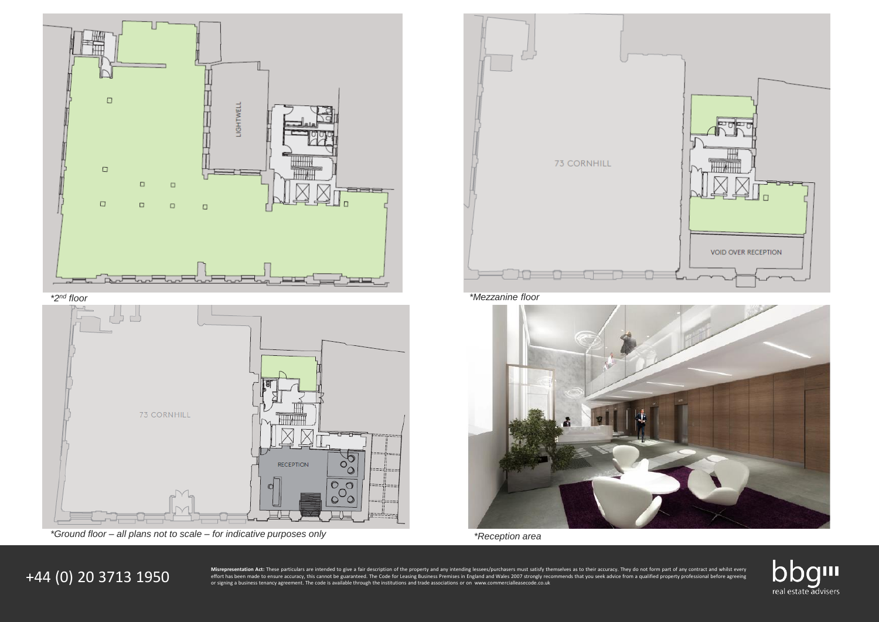*2[nd] floor

*Mezzanine floor

*Ground floor – all plans not to scale – for indicative purposes only

*Reception area

+44 (0) 20 3713 1950

**Misrepresentation Act:** These particulars are intended to give a fair description of the property and any intending lessees/purchasers must satisfy themselves as to their accuracy. They do not form part of any contract and whilst every effort has been made to ensure accuracy, this cannot be guaranteed. The Code for Leasing Business Premises in England and Wales 2007 strongly recommends that you seek advice from a qualified property professional before agreeing or signing a business tenancy agreement. The code is available through the institutions and trade associations or on www.commercialleasecode.co.uk

bbg real estate advisers